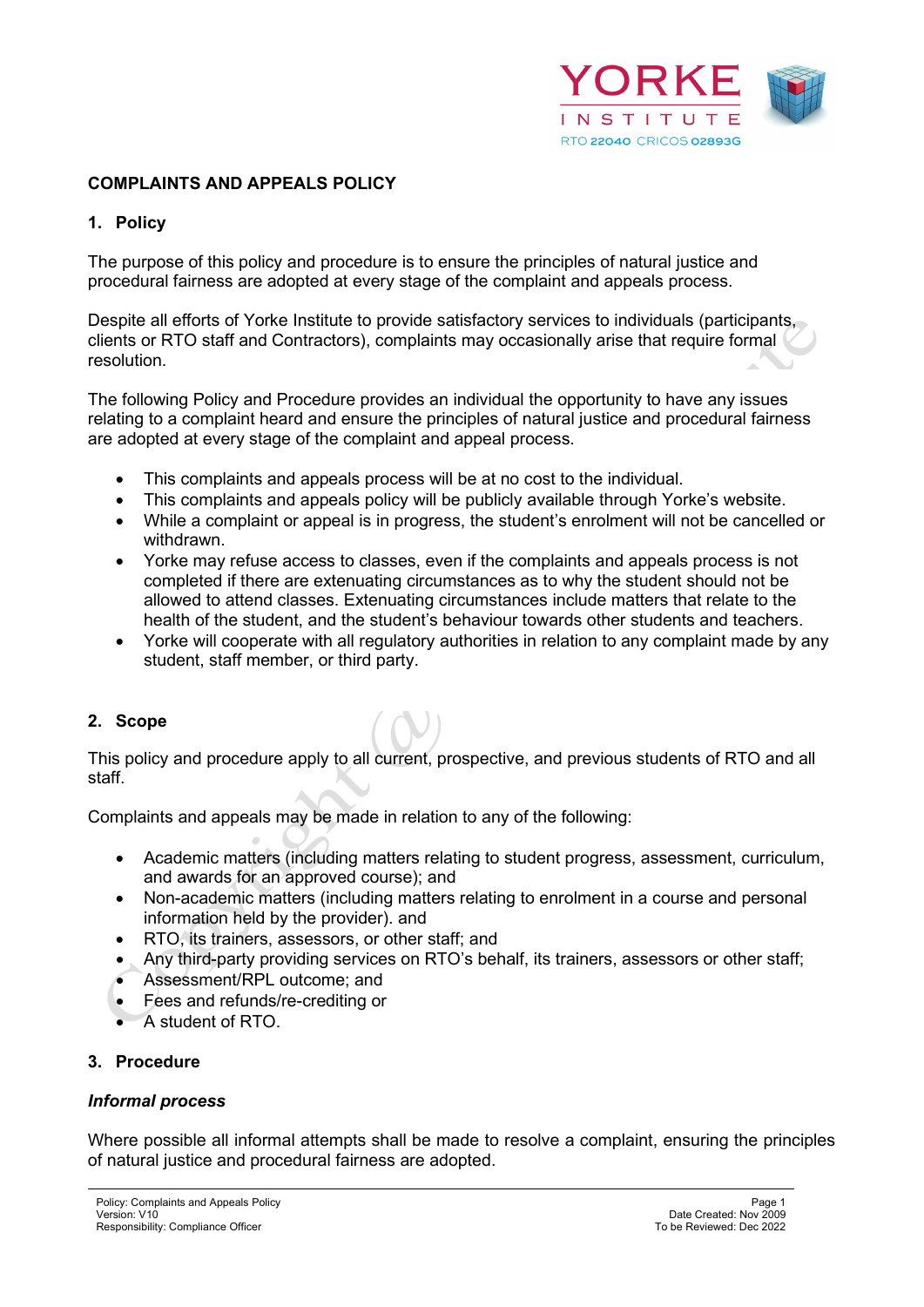# COMPLAINTS AND APPEALS POLICY

## 1. Policy

The purpose of this policy and procedure is to ensure the principles of natural justice and procedural fairness are adopted at every stage of the complaint and appeals process.

Despite all efforts of Yorke Institute to provide satisfactory services to individuals (participants, clients or RTO staff and Contractors), complaints may occasionally arise that require formal resolution.

The following Policy and Procedure provides an individual the opportunity to have any issues relating to a complaint heard and ensure the principles of natural justice and procedural fairness are adopted at every stage of the complaint and appeal process.

- This complaints and appeals process will be at no cost to the individual.
- This complaints and appeals policy will be publicly available through Yorke's website.
- While a complaint or appeal is in progress, the student's enrolment will not be cancelled or withdrawn.
- Yorke may refuse access to classes, even if the complaints and appeals process is not completed if there are extenuating circumstances as to why the student should not be allowed to attend classes. Extenuating circumstances include matters that relate to the health of the student, and the student's behaviour towards other students and teachers.
- Yorke will cooperate with all regulatory authorities in relation to any complaint made by any student, staff member, or third party.

## 2. Scope

This policy and procedure apply to all current, prospective, and previous students of RTO and all staff.

Complaints and appeals may be made in relation to any of the following:

- Academic matters (including matters relating to student progress, assessment, curriculum, and awards for an approved course); and
- Non-academic matters (including matters relating to enrolment in a course and personal information held by the provider). and
- RTO, its trainers, assessors, or other staff; and
- Any third-party providing services on RTO's behalf, its trainers, assessors or other staff;
- Assessment/RPL outcome; and
- Fees and refunds/re-crediting or
- A student of RTO.

## 3. Procedure

### *Informal process*

Where possible all informal attempts shall be made to resolve a complaint, ensuring the principles of natural justice and procedural fairness are adopted.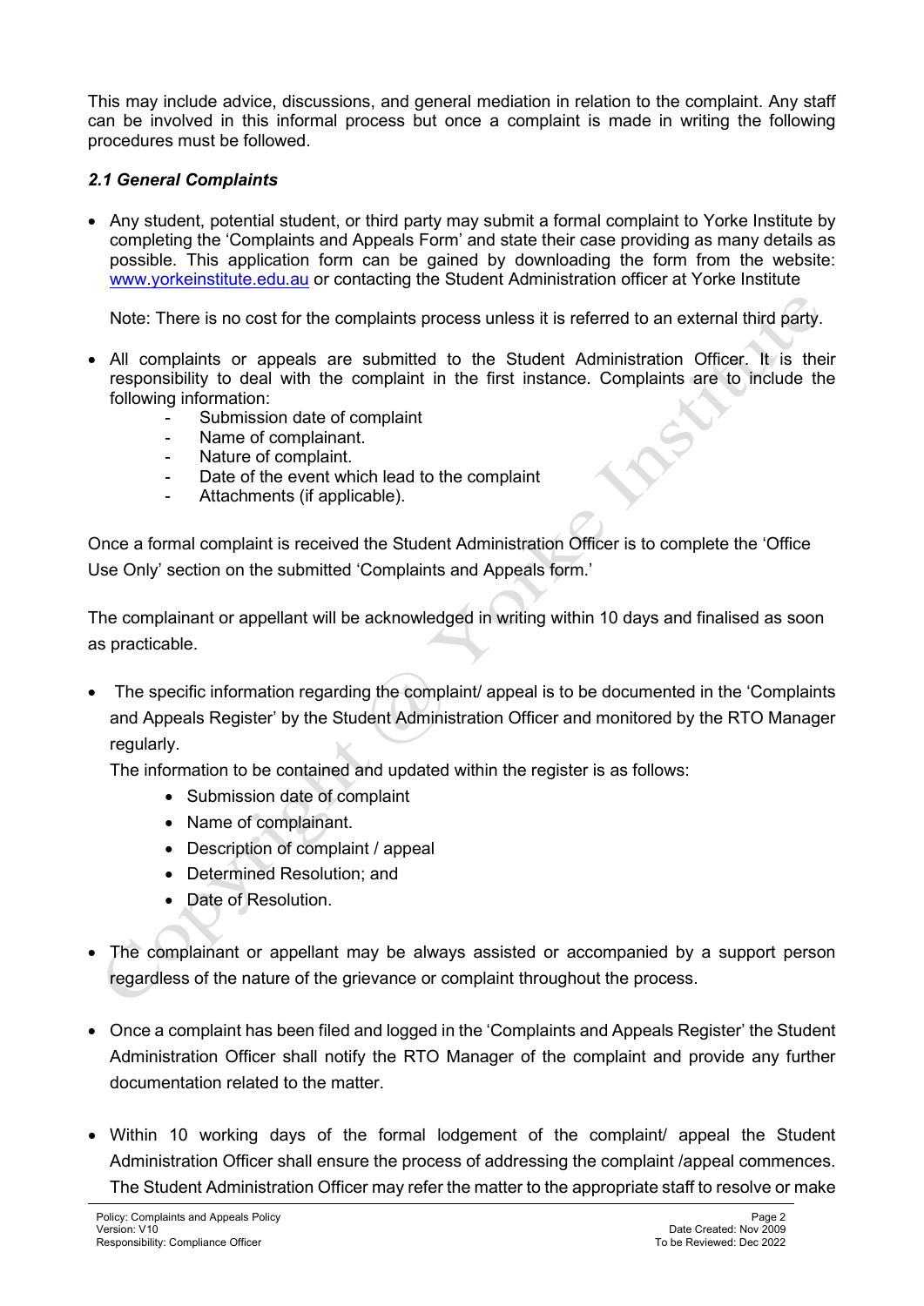This may include advice, discussions, and general mediation in relation to the complaint. Any staff can be involved in this informal process but once a complaint is made in writing the following procedures must be followed.

### *2.1 General Complaints*

- Any student, potential student, or third party may submit a formal complaint to Yorke Institute by completing the 'Complaints and Appeals Form' and state their case providing as many details as possible. This application form can be gained by downloading the form from the website: [www.yorkeinstitute.edu.au](http://www.yorkeinstitute.edu.au) or contacting the Student Administration officer at Yorke Institute

  Note: There is no cost for the complaints process unless it is referred to an external third party.

- All complaints or appeals are submitted to the Student Administration Officer. It is their responsibility to deal with the complaint in the first instance. Complaints are to include the following information:
  - Submission date of complaint
  - Name of complainant.
  - Nature of complaint.
  - Date of the event which lead to the complaint
  - Attachments (if applicable).

Once a formal complaint is received the Student Administration Officer is to complete the 'Office Use Only' section on the submitted 'Complaints and Appeals form.'

The complainant or appellant will be acknowledged in writing within 10 days and finalised as soon as practicable.

- The specific information regarding the complaint/ appeal is to be documented in the 'Complaints and Appeals Register' by the Student Administration Officer and monitored by the RTO Manager regularly.

  The information to be contained and updated within the register is as follows:
  - Submission date of complaint
  - Name of complainant.
  - Description of complaint / appeal
  - Determined Resolution; and
  - Date of Resolution.

- The complainant or appellant may be always assisted or accompanied by a support person regardless of the nature of the grievance or complaint throughout the process.

- Once a complaint has been filed and logged in the 'Complaints and Appeals Register' the Student Administration Officer shall notify the RTO Manager of the complaint and provide any further documentation related to the matter.

- Within 10 working days of the formal lodgement of the complaint/ appeal the Student Administration Officer shall ensure the process of addressing the complaint /appeal commences. The Student Administration Officer may refer the matter to the appropriate staff to resolve or make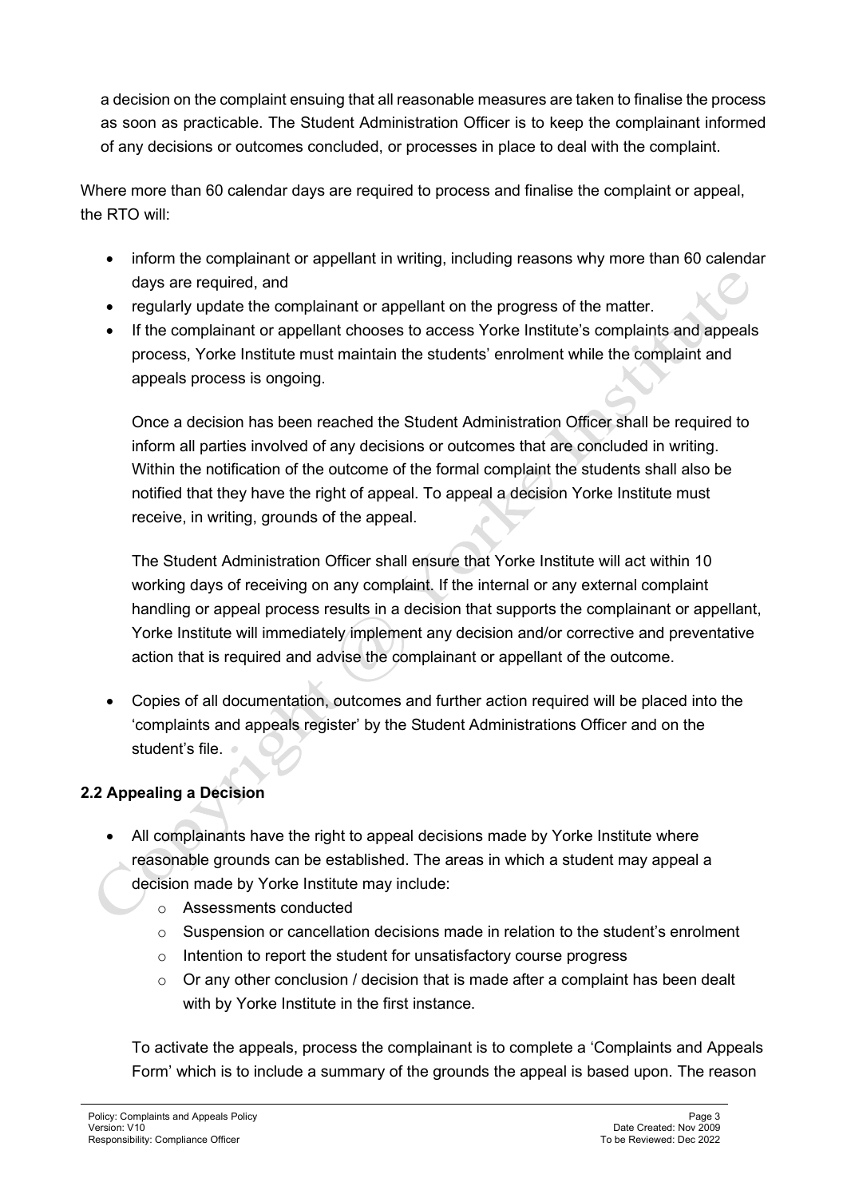a decision on the complaint ensuing that all reasonable measures are taken to finalise the process as soon as practicable. The Student Administration Officer is to keep the complainant informed of any decisions or outcomes concluded, or processes in place to deal with the complaint.

Where more than 60 calendar days are required to process and finalise the complaint or appeal, the RTO will:

- inform the complainant or appellant in writing, including reasons why more than 60 calendar days are required, and
- regularly update the complainant or appellant on the progress of the matter.
- If the complainant or appellant chooses to access Yorke Institute's complaints and appeals process, Yorke Institute must maintain the students' enrolment while the complaint and appeals process is ongoing.

  Once a decision has been reached the Student Administration Officer shall be required to inform all parties involved of any decisions or outcomes that are concluded in writing. Within the notification of the outcome of the formal complaint the students shall also be notified that they have the right of appeal. To appeal a decision Yorke Institute must receive, in writing, grounds of the appeal.

  The Student Administration Officer shall ensure that Yorke Institute will act within 10 working days of receiving on any complaint. If the internal or any external complaint handling or appeal process results in a decision that supports the complainant or appellant, Yorke Institute will immediately implement any decision and/or corrective and preventative action that is required and advise the complainant or appellant of the outcome.

- Copies of all documentation, outcomes and further action required will be placed into the 'complaints and appeals register' by the Student Administrations Officer and on the student's file.

## 2.2 Appealing a Decision

- All complainants have the right to appeal decisions made by Yorke Institute where resonable grounds can be established. The areas in which a student may appeal a decision made by Yorke Institute may include:
  - Assessments conducted
  - Suspension or cancellation decisions made in relation to the student's enrolment
  - Intention to report the student for unsatisfactory course progress
  - Or any other conclusion / decision that is made after a complaint has been dealt with by Yorke Institute in the first instance.

  To activate the appeals, process the complainant is to complete a 'Complaints and Appeals Form' which is to include a summary of the grounds the appeal is based upon. The reason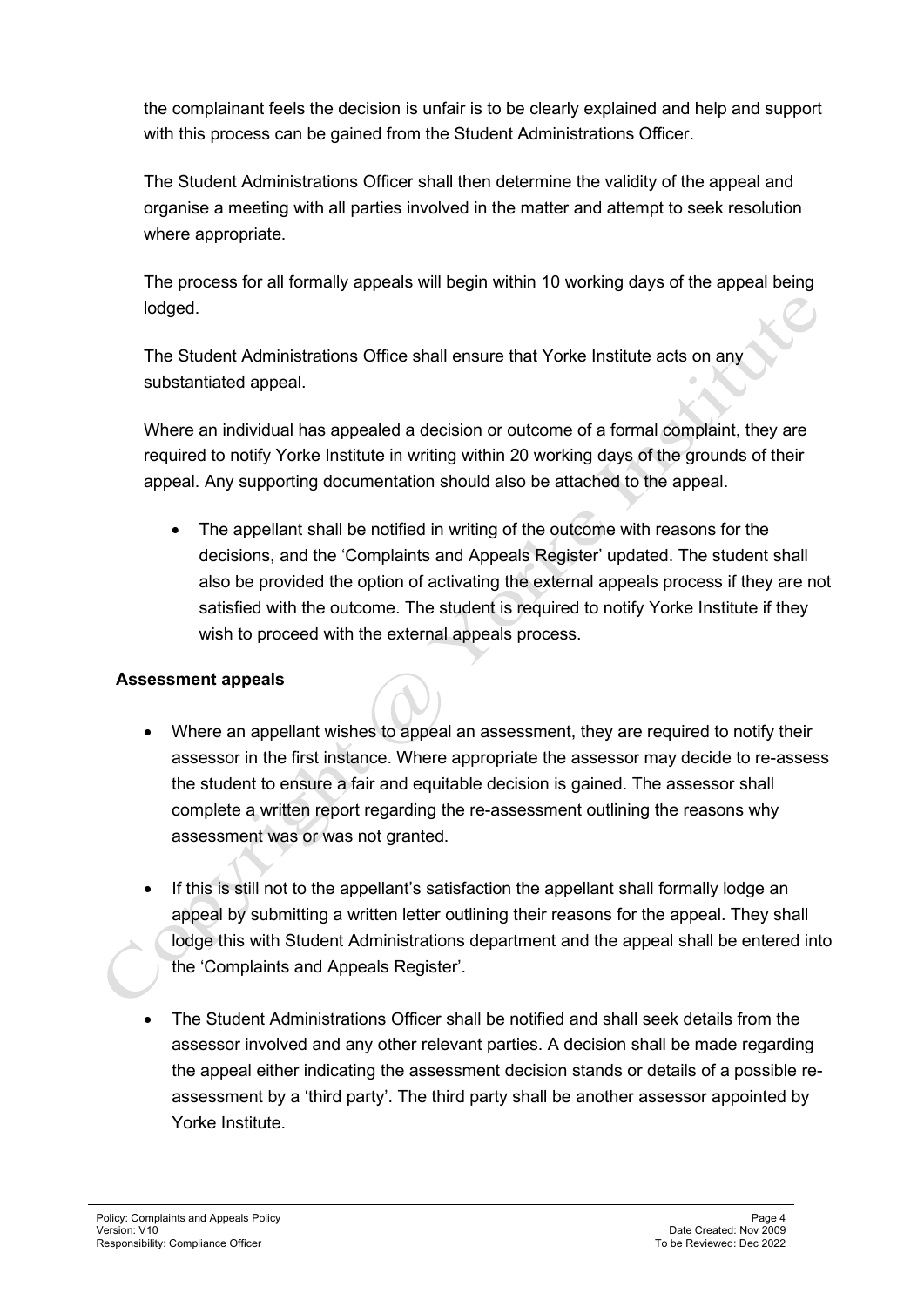the complainant feels the decision is unfair is to be clearly explained and help and support with this process can be gained from the Student Administrations Officer.

The Student Administrations Officer shall then determine the validity of the appeal and organise a meeting with all parties involved in the matter and attempt to seek resolution where appropriate.

The process for all formally appeals will begin within 10 working days of the appeal being lodged.

The Student Administrations Office shall ensure that Yorke Institute acts on any substantiated appeal.

Where an individual has appealed a decision or outcome of a formal complaint, they are required to notify Yorke Institute in writing within 20 working days of the grounds of their appeal. Any supporting documentation should also be attached to the appeal.

- The appellant shall be notified in writing of the outcome with reasons for the decisions, and the 'Complaints and Appeals Register' updated. The student shall also be provided the option of activating the external appeals process if they are not satisfied with the outcome. The student is required to notify Yorke Institute if they wish to proceed with the external appeals process.

**Assessment appeals**

- Where an appellant wishes to appeal an assessment, they are required to notify their assessor in the first instance. Where appropriate the assessor may decide to re-assess the student to ensure a fair and equitable decision is gained. The assessor shall complete a written report regarding the re-assessment outlining the reasons why assessment was or was not granted.

- If this is still not to the appellant's satisfaction the appellant shall formally lodge an appeal by submitting a written letter outlining their reasons for the appeal. They shall lodge this with Student Administrations department and the appeal shall be entered into the 'Complaints and Appeals Register'.

- The Student Administrations Officer shall be notified and shall seek details from the assessor involved and any other relevant parties. A decision shall be made regarding the appeal either indicating the assessment decision stands or details of a possible re-assessment by a 'third party'. The third party shall be another assessor appointed by Yorke Institute.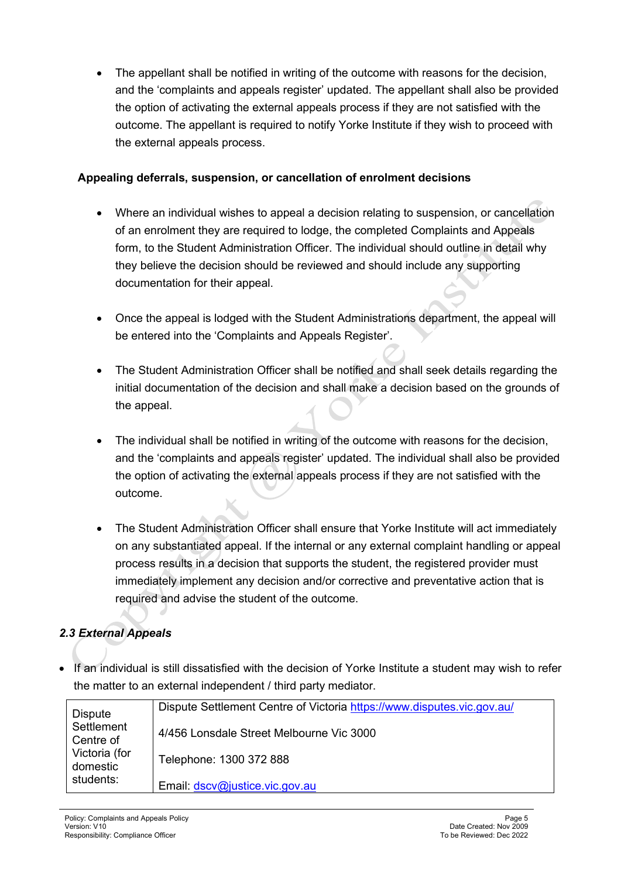- The appellant shall be notified in writing of the outcome with reasons for the decision, and the 'complaints and appeals register' updated. The appellant shall also be provided the option of activating the external appeals process if they are not satisfied with the outcome. The appellant is required to notify Yorke Institute if they wish to proceed with the external appeals process.

**Appealing deferrals, suspension, or cancellation of enrolment decisions**

- Where an individual wishes to appeal a decision relating to suspension, or cancellation of an enrolment they are required to lodge, the completed Complaints and Appeals form, to the Student Administration Officer. The individual should outline in detail why they believe the decision should be reviewed and should include any supporting documentation for their appeal.

- Once the appeal is lodged with the Student Administrations department, the appeal will be entered into the 'Complaints and Appeals Register'.

- The Student Administration Officer shall be notified and shall seek details regarding the initial documentation of the decision and shall make a decision based on the grounds of the appeal.

- The individual shall be notified in writing of the outcome with reasons for the decision, and the 'complaints and appeals register' updated. The individual shall also be provided the option of activating the external appeals process if they are not satisfied with the outcome.

- The Student Administration Officer shall ensure that Yorke Institute will act immediately on any substantiated appeal. If the internal or any external complaint handling or appeal process results in a decision that supports the student, the registered provider must immediately implement any decision and/or corrective and preventative action that is required and advise the student of the outcome.

### *2.3 External Appeals*

- If an individual is still dissatisfied with the decision of Yorke Institute a student may wish to refer the matter to an external independent / third party mediator.

| Dispute Settlement Centre of Victoria (for domestic students: | Dispute Settlement Centre of Victoria https://www.disputes.vic.gov.au/<br><br>4/456 Lonsdale Street Melbourne Vic 3000<br><br>Telephone: 1300 372 888<br><br>Email: dscv@justice.vic.gov.au |
|---|---|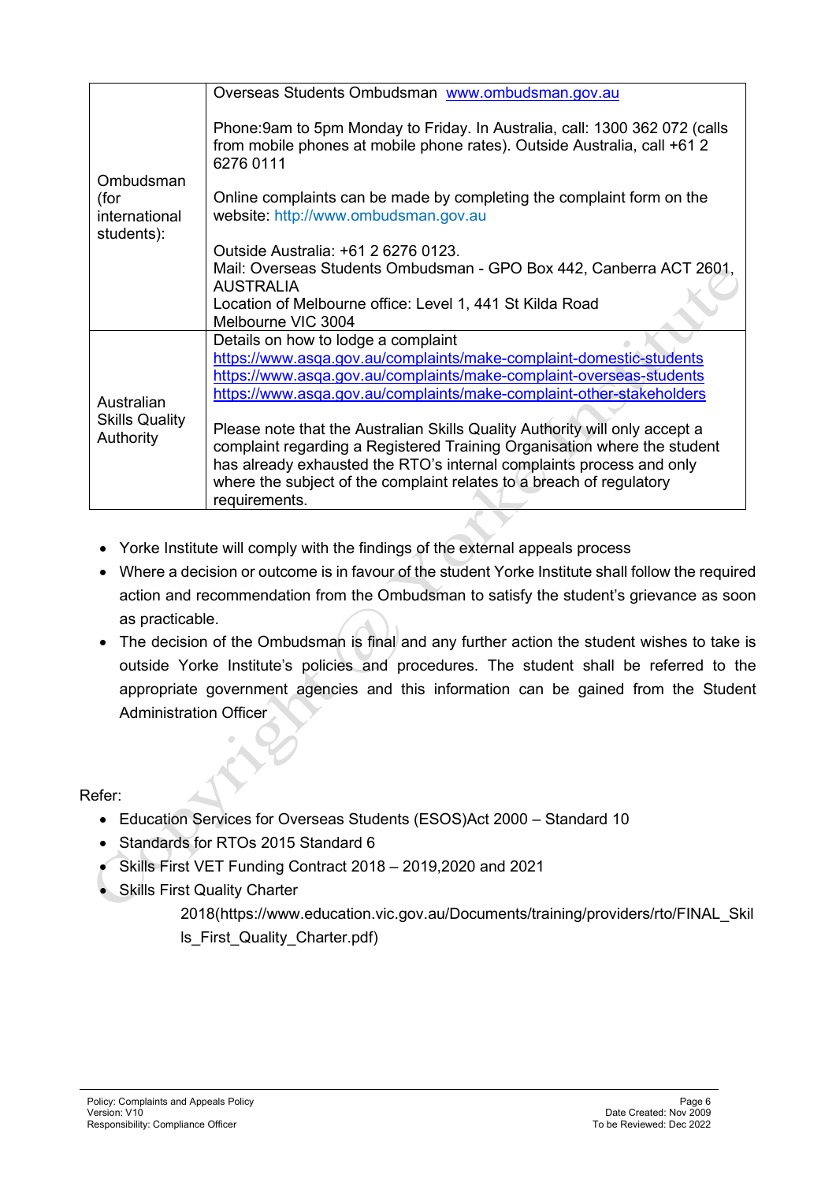| | |
|---|---|
| Ombudsman (for international students): | Overseas Students Ombudsman [www.ombudsman.gov.au](http://www.ombudsman.gov.au)<br><br>Phone:9am to 5pm Monday to Friday. In Australia, call: 1300 362 072 (calls from mobile phones at mobile phone rates). Outside Australia, call +61 2 6276 0111<br><br>Online complaints can be made by completing the complaint form on the website: http://www.ombudsman.gov.au<br><br>Outside Australia: +61 2 6276 0123.<br>Mail: Overseas Students Ombudsman - GPO Box 442, Canberra ACT 2601, AUSTRALIA<br>Location of Melbourne office: Level 1, 441 St Kilda Road Melbourne VIC 3004 |
| Australian Skills Quality Authority | Details on how to lodge a complaint<br>https://www.asqa.gov.au/complaints/make-complaint-domestic-students<br>https://www.asqa.gov.au/complaints/make-complaint-overseas-students<br>https://www.asqa.gov.au/complaints/make-complaint-other-stakeholders<br><br>Please note that the Australian Skills Quality Authority will only accept a complaint regarding a Registered Training Organisation where the student has already exhausted the RTO's internal complaints process and only where the subject of the complaint relates to a breach of regulatory requirements. |

- Yorke Institute will comply with the findings of the external appeals process
- Where a decision or outcome is in favour of the student Yorke Institute shall follow the required action and recommendation from the Ombudsman to satisfy the student's grievance as soon as practicable.
- The decision of the Ombudsman is final and any further action the student wishes to take is outside Yorke Institute's policies and procedures. The student shall be referred to the appropriate government agencies and this information can be gained from the Student Administration Officer

Refer:

- Education Services for Overseas Students (ESOS)Act 2000 – Standard 10
- Standards for RTOs 2015 Standard 6
- Skills First VET Funding Contract 2018 – 2019,2020 and 2021
- Skills First Quality Charter 2018(https://www.education.vic.gov.au/Documents/training/providers/rto/FINAL_Skills_First_Quality_Charter.pdf)